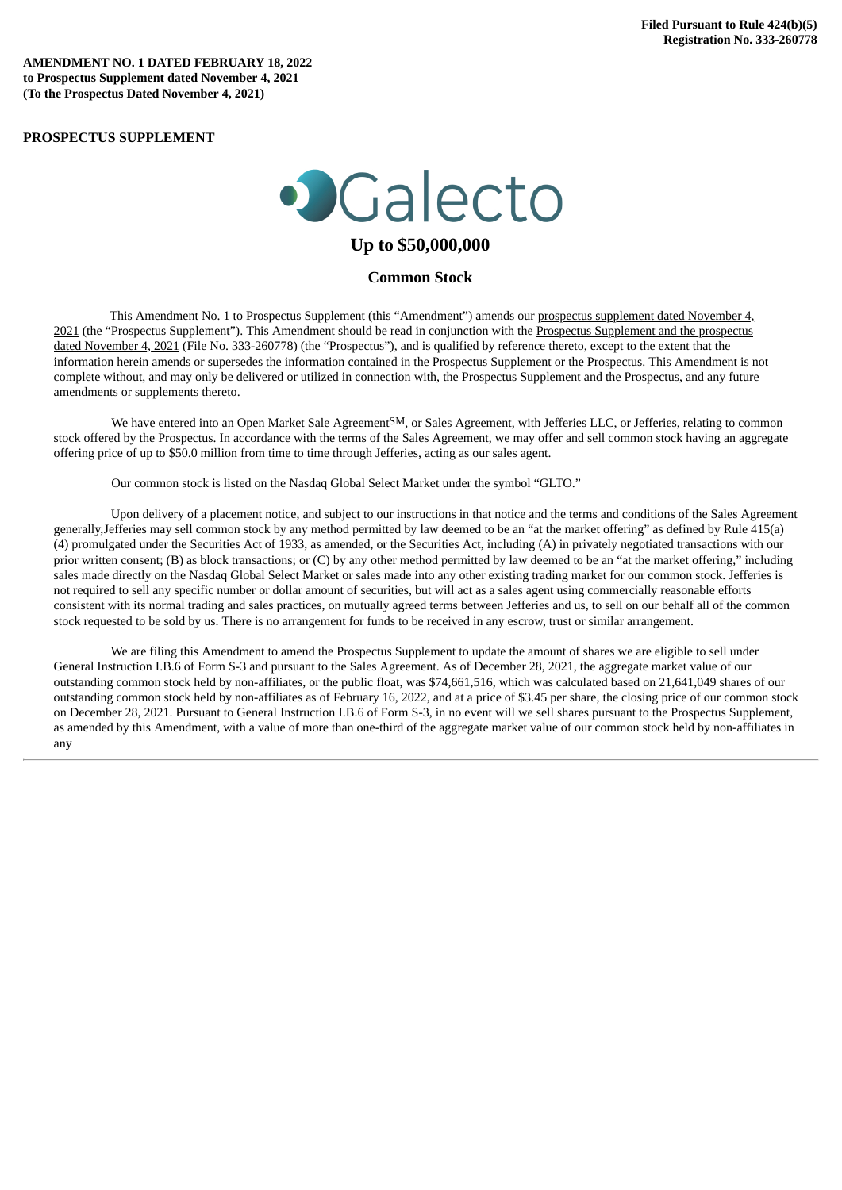**Filed Pursuant to Rule 424(b)(5)**
**Registration No. 333-260778**

**AMENDMENT NO. 1 DATED FEBRUARY 18, 2022**
**to Prospectus Supplement dated November 4, 2021**
**(To the Prospectus Dated November 4, 2021)**

**PROSPECTUS SUPPLEMENT**

# Galecto

## Up to $50,000,000

## Common Stock

This Amendment No. 1 to Prospectus Supplement (this "Amendment") amends our prospectus supplement dated November 4, 2021 (the "Prospectus Supplement"). This Amendment should be read in conjunction with the Prospectus Supplement and the prospectus dated November 4, 2021 (File No. 333-260778) (the "Prospectus"), and is qualified by reference thereto, except to the extent that the information herein amends or supersedes the information contained in the Prospectus Supplement or the Prospectus. This Amendment is not complete without, and may only be delivered or utilized in connection with, the Prospectus Supplement and the Prospectus, and any future amendments or supplements thereto.

We have entered into an Open Market Sale Agreement[SM], or Sales Agreement, with Jefferies LLC, or Jefferies, relating to common stock offered by the Prospectus. In accordance with the terms of the Sales Agreement, we may offer and sell common stock having an aggregate offering price of up to $50.0 million from time to time through Jefferies, acting as our sales agent.

Our common stock is listed on the Nasdaq Global Select Market under the symbol "GLTO."

Upon delivery of a placement notice, and subject to our instructions in that notice and the terms and conditions of the Sales Agreement generally,Jefferies may sell common stock by any method permitted by law deemed to be an "at the market offering" as defined by Rule 415(a)(4) promulgated under the Securities Act of 1933, as amended, or the Securities Act, including (A) in privately negotiated transactions with our prior written consent; (B) as block transactions; or (C) by any other method permitted by law deemed to be an "at the market offering," including sales made directly on the Nasdaq Global Select Market or sales made into any other existing trading market for our common stock. Jefferies is not required to sell any specific number or dollar amount of securities, but will act as a sales agent using commercially reasonable efforts consistent with its normal trading and sales practices, on mutually agreed terms between Jefferies and us, to sell on our behalf all of the common stock requested to be sold by us. There is no arrangement for funds to be received in any escrow, trust or similar arrangement.

We are filing this Amendment to amend the Prospectus Supplement to update the amount of shares we are eligible to sell under General Instruction I.B.6 of Form S-3 and pursuant to the Sales Agreement. As of December 28, 2021, the aggregate market value of our outstanding common stock held by non-affiliates, or the public float, was $74,661,516, which was calculated based on 21,641,049 shares of our outstanding common stock held by non-affiliates as of February 16, 2022, and at a price of $3.45 per share, the closing price of our common stock on December 28, 2021. Pursuant to General Instruction I.B.6 of Form S-3, in no event will we sell shares pursuant to the Prospectus Supplement, as amended by this Amendment, with a value of more than one-third of the aggregate market value of our common stock held by non-affiliates in any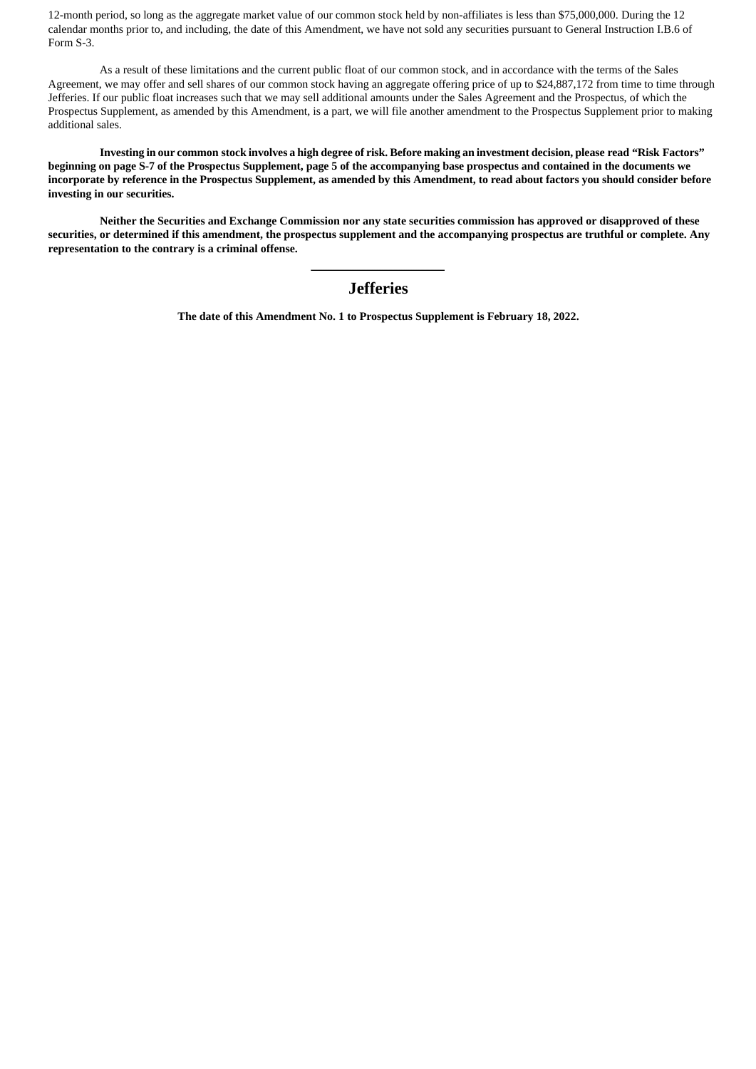12-month period, so long as the aggregate market value of our common stock held by non-affiliates is less than $75,000,000. During the 12 calendar months prior to, and including, the date of this Amendment, we have not sold any securities pursuant to General Instruction I.B.6 of Form S-3.

As a result of these limitations and the current public float of our common stock, and in accordance with the terms of the Sales Agreement, we may offer and sell shares of our common stock having an aggregate offering price of up to $24,887,172 from time to time through Jefferies. If our public float increases such that we may sell additional amounts under the Sales Agreement and the Prospectus, of which the Prospectus Supplement, as amended by this Amendment, is a part, we will file another amendment to the Prospectus Supplement prior to making additional sales.

**Investing in our common stock involves a high degree of risk. Before making an investment decision, please read "Risk Factors" beginning on page S-7 of the Prospectus Supplement, page 5 of the accompanying base prospectus and contained in the documents we incorporate by reference in the Prospectus Supplement, as amended by this Amendment, to read about factors you should consider before investing in our securities.**

**Neither the Securities and Exchange Commission nor any state securities commission has approved or disapproved of these securities, or determined if this amendment, the prospectus supplement and the accompanying prospectus are truthful or complete. Any representation to the contrary is a criminal offense.**

---

**Jefferies**

**The date of this Amendment No. 1 to Prospectus Supplement is February 18, 2022.**